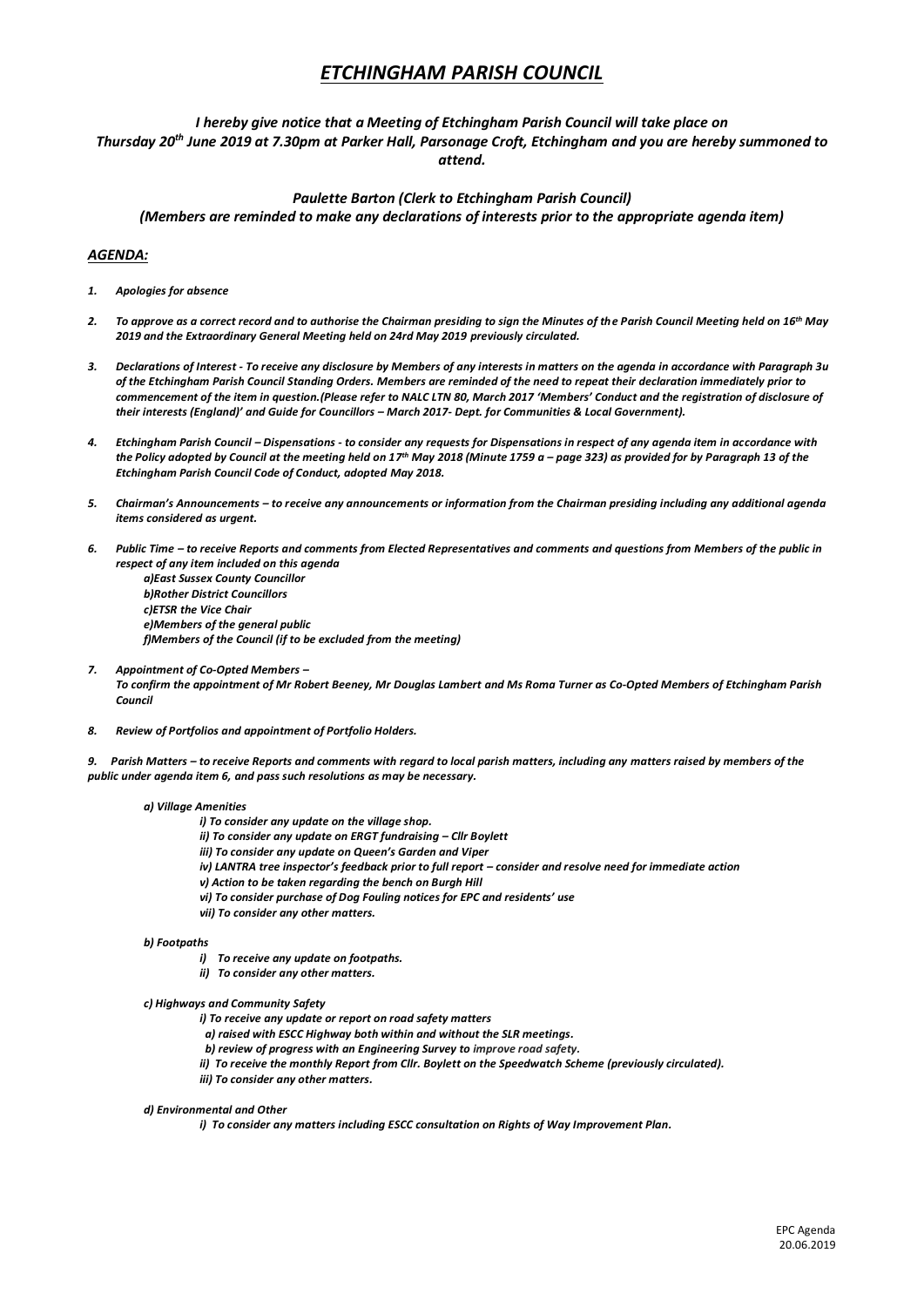# *ETCHINGHAM PARISH COUNCIL*

***I hereby give notice that a Meeting of Etchingham Parish Council will take place on Thursday 20th June 2019 at 7.30pm at Parker Hall, Parsonage Croft, Etchingham and you are hereby summoned to attend.***

***Paulette Barton (Clerk to Etchingham Parish Council)***
***(Members are reminded to make any declarations of interests prior to the appropriate agenda item)***

## *AGENDA:*

1. ***Apologies for absence***

2. ***To approve as a correct record and to authorise the Chairman presiding to sign the Minutes of the Parish Council Meeting held on 16th May 2019 and the Extraordinary General Meeting held on 24rd May 2019 previously circulated.***

3. ***Declarations of Interest - To receive any disclosure by Members of any interests in matters on the agenda in accordance with Paragraph 3u of the Etchingham Parish Council Standing Orders. Members are reminded of the need to repeat their declaration immediately prior to commencement of the item in question.(Please refer to NALC LTN 80, March 2017 'Members' Conduct and the registration of disclosure of their interests (England)' and Guide for Councillors – March 2017- Dept. for Communities & Local Government).***

4. ***Etchingham Parish Council – Dispensations - to consider any requests for Dispensations in respect of any agenda item in accordance with the Policy adopted by Council at the meeting held on 17th May 2018 (Minute 1759 a – page 323) as provided for by Paragraph 13 of the Etchingham Parish Council Code of Conduct, adopted May 2018.***

5. ***Chairman's Announcements – to receive any announcements or information from the Chairman presiding including any additional agenda items considered as urgent.***

6. ***Public Time – to receive Reports and comments from Elected Representatives and comments and questions from Members of the public in respect of any item included on this agenda***
   - ***a)East Sussex County Councillor***
   - ***b)Rother District Councillors***
   - ***c)ETSR the Vice Chair***
   - ***e)Members of the general public***
   - ***f)Members of the Council (if to be excluded from the meeting)***

7. ***Appointment of Co-Opted Members –***
   ***To confirm the appointment of Mr Robert Beeney, Mr Douglas Lambert and Ms Roma Turner as Co-Opted Members of Etchingham Parish Council***

8. ***Review of Portfolios and appointment of Portfolio Holders.***

9. ***Parish Matters – to receive Reports and comments with regard to local parish matters, including any matters raised by members of the public under agenda item 6, and pass such resolutions as may be necessary.***

   ***a) Village Amenities***
   - ***i) To consider any update on the village shop.***
   - ***ii) To consider any update on ERGT fundraising – Cllr Boylett***
   - ***iii) To consider any update on Queen's Garden and Viper***
   - ***iv) LANTRA tree inspector's feedback prior to full report – consider and resolve need for immediate action***
   - ***v) Action to be taken regarding the bench on Burgh Hill***
   - ***vi) To consider purchase of Dog Fouling notices for EPC and residents' use***
   - ***vii) To consider any other matters.***

   ***b) Footpaths***
   - ***i) To receive any update on footpaths.***
   - ***ii) To consider any other matters.***

   ***c) Highways and Community Safety***
   - ***i) To receive any update or report on road safety matters***
     - ***a) raised with ESCC Highway both within and without the SLR meetings.***
     - ***b) review of progress with an Engineering Survey to improve road safety.***
   - ***ii) To receive the monthly Report from Cllr. Boylett on the Speedwatch Scheme (previously circulated).***
   - ***iii) To consider any other matters.***

   ***d) Environmental and Other***
   - ***i) To consider any matters including ESCC consultation on Rights of Way Improvement Plan.***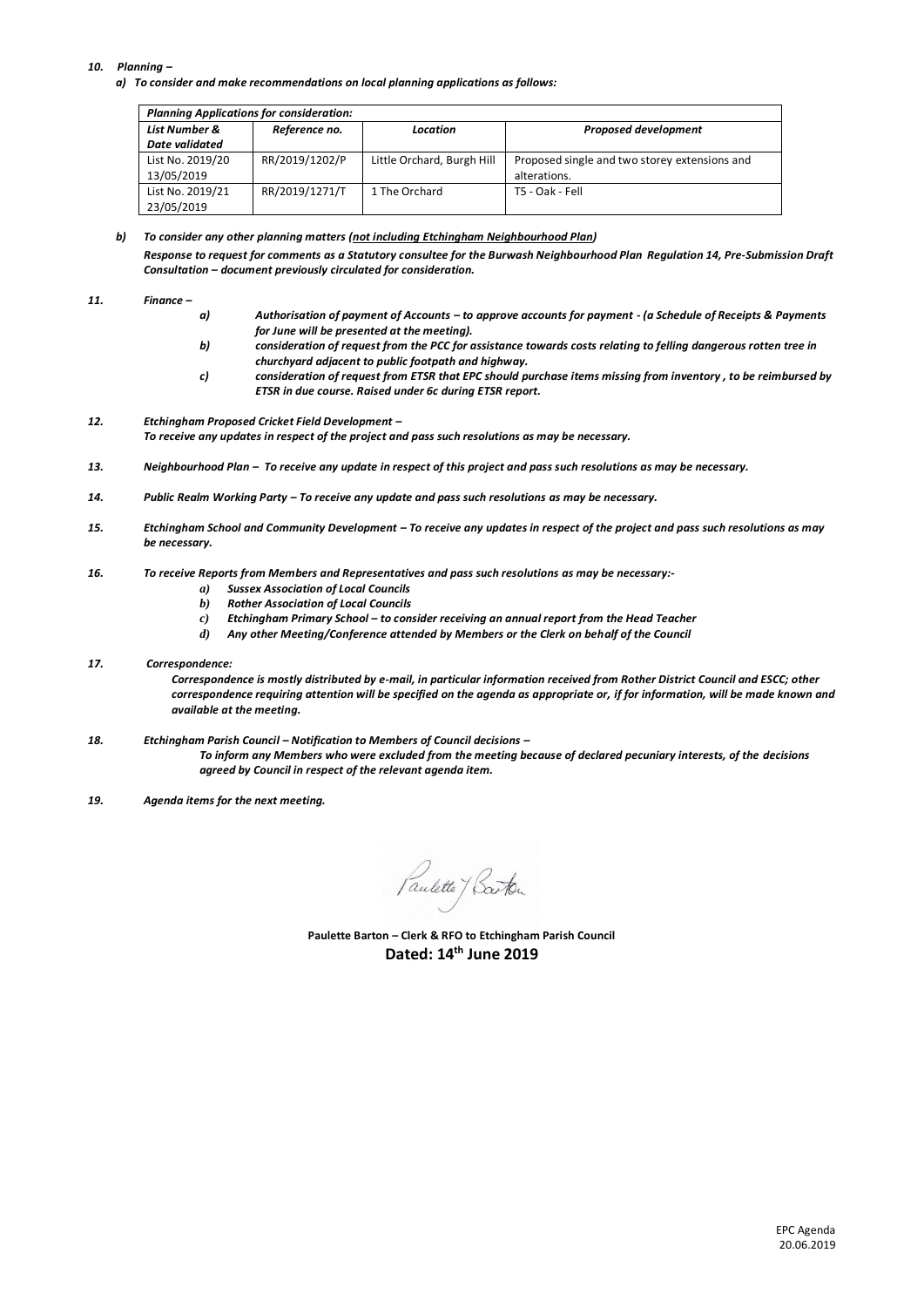***10. Planning –***

***a) To consider and make recommendations on local planning applications as follows:***

| ***Planning Applications for consideration:*** | | | |
|---|---|---|---|
| ***List Number & Date validated*** | ***Reference no.*** | ***Location*** | ***Proposed development*** |
| List No. 2019/20 13/05/2019 | RR/2019/1202/P | Little Orchard, Burgh Hill | Proposed single and two storey extensions and alterations. |
| List No. 2019/21 23/05/2019 | RR/2019/1271/T | 1 The Orchard | T5 - Oak - Fell |

***b) To consider any other planning matters (not including Etchingham Neighbourhood Plan)***

***Response to request for comments as a Statutory consultee for the Burwash Neighbourhood Plan Regulation 14, Pre-Submission Draft Consultation – document previously circulated for consideration.***

***11. Finance –***

***a) Authorisation of payment of Accounts – to approve accounts for payment - (a Schedule of Receipts & Payments for June will be presented at the meeting).***

***b) consideration of request from the PCC for assistance towards costs relating to felling dangerous rotten tree in churchyard adjacent to public footpath and highway.***

***c) consideration of request from ETSR that EPC should purchase items missing from inventory , to be reimbursed by ETSR in due course. Raised under 6c during ETSR report.***

***12. Etchingham Proposed Cricket Field Development –***
***To receive any updates in respect of the project and pass such resolutions as may be necessary.***

***13. Neighbourhood Plan – To receive any update in respect of this project and pass such resolutions as may be necessary.***

***14. Public Realm Working Party – To receive any update and pass such resolutions as may be necessary.***

***15. Etchingham School and Community Development – To receive any updates in respect of the project and pass such resolutions as may be necessary.***

***16. To receive Reports from Members and Representatives and pass such resolutions as may be necessary:-***

***a) Sussex Association of Local Councils***

***b) Rother Association of Local Councils***

***c) Etchingham Primary School – to consider receiving an annual report from the Head Teacher***

***d) Any other Meeting/Conference attended by Members or the Clerk on behalf of the Council***

***17. Correspondence:***

***Correspondence is mostly distributed by e-mail, in particular information received from Rother District Council and ESCC; other correspondence requiring attention will be specified on the agenda as appropriate or, if for information, will be made known and available at the meeting.***

***18. Etchingham Parish Council – Notification to Members of Council decisions –***
***To inform any Members who were excluded from the meeting because of declared pecuniary interests, of the decisions agreed by Council in respect of the relevant agenda item.***

***19. Agenda items for the next meeting.***

Paulette J Barton

**Paulette Barton – Clerk & RFO to Etchingham Parish Council**

**Dated: 14th June 2019**

EPC Agenda
20.06.2019